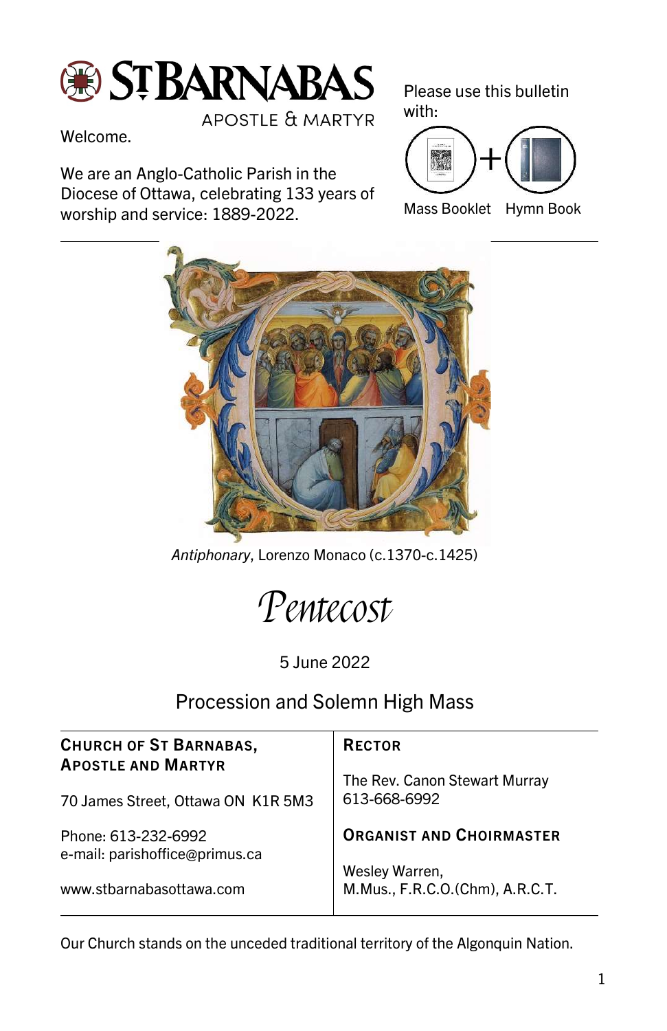# St Barnabas

APOSTLE & MARTYR

Welcome.

We are an Anglo-Catholic Parish in the Diocese of Ottawa, celebrating 133 years of worship and service: 1889-2022.

Please use this bulletin with:

Mass Booklet + Hymn Book

*Antiphonary*, Lorenzo Monaco (c.1370-c.1425)

# Pentecost

5 June 2022

## Procession and Solemn High Mass

| | |
|---|---|
| **Church of St Barnabas, Apostle and Martyr** | **Rector** |
| 70 James Street, Ottawa ON K1R 5M3 | The Rev. Canon Stewart Murray<br>613-668-6992 |
| Phone: 613-232-6992<br>e-mail: parishoffice@primus.ca | **Organist and Choirmaster** |
| www.stbarnabasottawa.com | Wesley Warren,<br>M.Mus., F.R.C.O.(Chm), A.R.C.T. |

Our Church stands on the unceded traditional territory of the Algonquin Nation.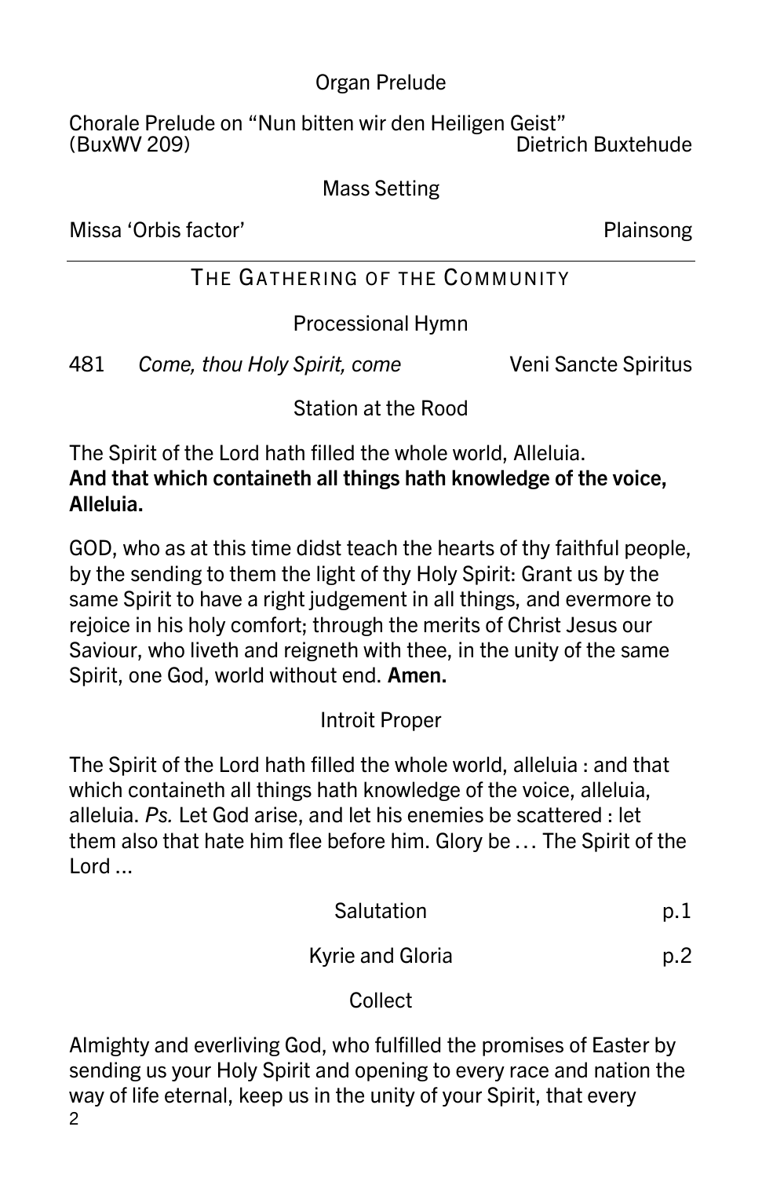Organ Prelude

Chorale Prelude on "Nun bitten wir den Heiligen Geist" (BuxWV 209) — Dietrich Buxtehude

Mass Setting

Missa 'Orbis factor' — Plainsong

---

## THE GATHERING OF THE COMMUNITY

Processional Hymn

481 *Come, thou Holy Spirit, come* — Veni Sancte Spiritus

Station at the Rood

The Spirit of the Lord hath filled the whole world, Alleluia.
**And that which containeth all things hath knowledge of the voice, Alleluia.**

GOD, who as at this time didst teach the hearts of thy faithful people, by the sending to them the light of thy Holy Spirit: Grant us by the same Spirit to have a right judgement in all things, and evermore to rejoice in his holy comfort; through the merits of Christ Jesus our Saviour, who liveth and reigneth with thee, in the unity of the same Spirit, one God, world without end. **Amen.**

Introit Proper

The Spirit of the Lord hath filled the whole world, alleluia : and that which containeth all things hath knowledge of the voice, alleluia, alleluia. *Ps.* Let God arise, and let his enemies be scattered : let them also that hate him flee before him. Glory be … The Spirit of the Lord ...

Salutation — p.1

Kyrie and Gloria — p.2

Collect

Almighty and everliving God, who fulfilled the promises of Easter by sending us your Holy Spirit and opening to every race and nation the way of life eternal, keep us in the unity of your Spirit, that every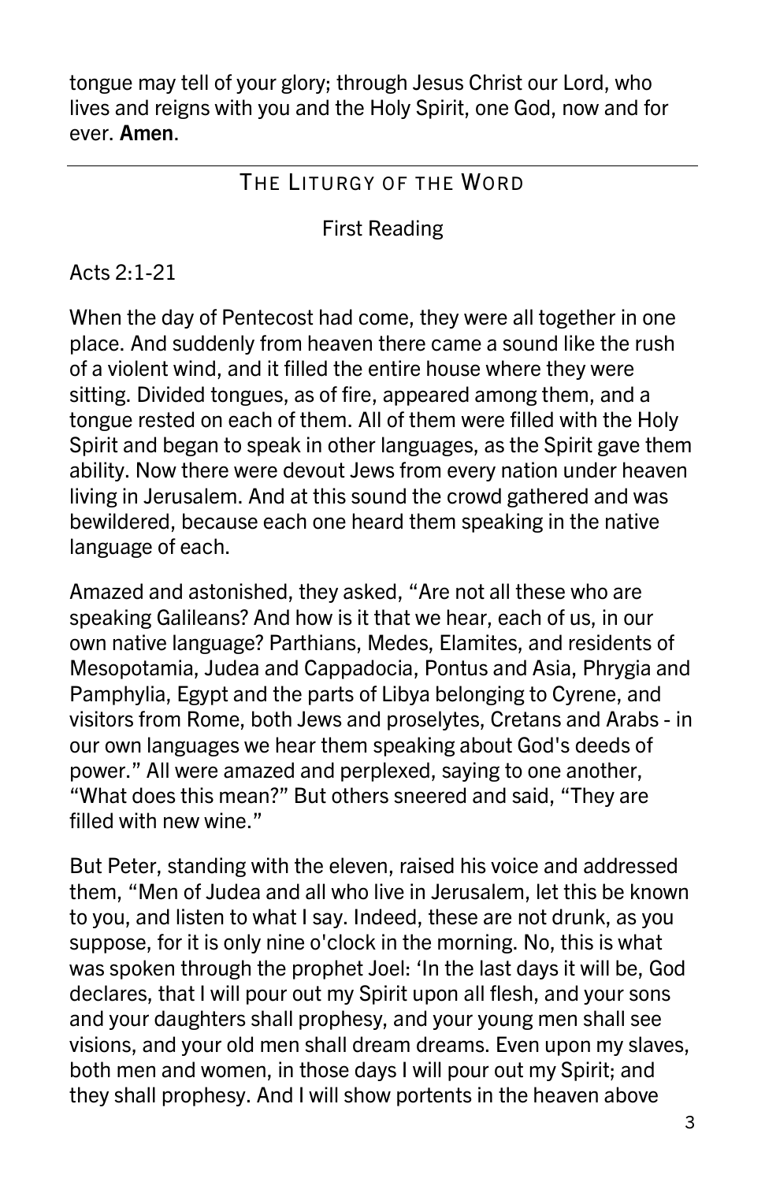tongue may tell of your glory; through Jesus Christ our Lord, who lives and reigns with you and the Holy Spirit, one God, now and for ever. **Amen**.

---

## THE LITURGY OF THE WORD

### First Reading

Acts 2:1-21

When the day of Pentecost had come, they were all together in one place. And suddenly from heaven there came a sound like the rush of a violent wind, and it filled the entire house where they were sitting. Divided tongues, as of fire, appeared among them, and a tongue rested on each of them. All of them were filled with the Holy Spirit and began to speak in other languages, as the Spirit gave them ability. Now there were devout Jews from every nation under heaven living in Jerusalem. And at this sound the crowd gathered and was bewildered, because each one heard them speaking in the native language of each.

Amazed and astonished, they asked, “Are not all these who are speaking Galileans? And how is it that we hear, each of us, in our own native language? Parthians, Medes, Elamites, and residents of Mesopotamia, Judea and Cappadocia, Pontus and Asia, Phrygia and Pamphylia, Egypt and the parts of Libya belonging to Cyrene, and visitors from Rome, both Jews and proselytes, Cretans and Arabs - in our own languages we hear them speaking about God's deeds of power.” All were amazed and perplexed, saying to one another, “What does this mean?” But others sneered and said, “They are filled with new wine.”

But Peter, standing with the eleven, raised his voice and addressed them, “Men of Judea and all who live in Jerusalem, let this be known to you, and listen to what I say. Indeed, these are not drunk, as you suppose, for it is only nine o'clock in the morning. No, this is what was spoken through the prophet Joel: ‘In the last days it will be, God declares, that I will pour out my Spirit upon all flesh, and your sons and your daughters shall prophesy, and your young men shall see visions, and your old men shall dream dreams. Even upon my slaves, both men and women, in those days I will pour out my Spirit; and they shall prophesy. And I will show portents in the heaven above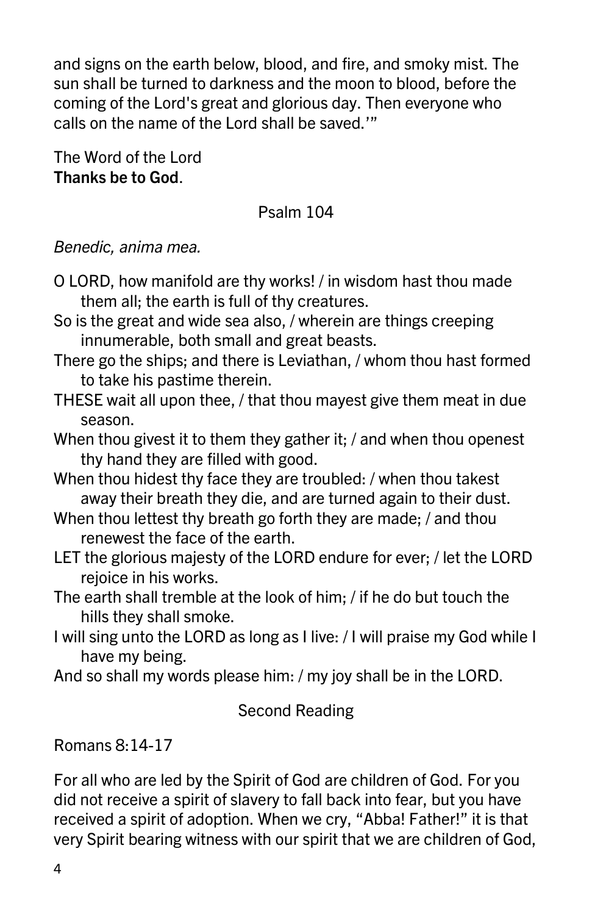and signs on the earth below, blood, and fire, and smoky mist. The sun shall be turned to darkness and the moon to blood, before the coming of the Lord's great and glorious day. Then everyone who calls on the name of the Lord shall be saved.'"

The Word of the Lord
**Thanks be to God**.

### Psalm 104

*Benedic, anima mea.*

O LORD, how manifold are thy works! / in wisdom hast thou made them all; the earth is full of thy creatures.
So is the great and wide sea also, / wherein are things creeping innumerable, both small and great beasts.
There go the ships; and there is Leviathan, / whom thou hast formed to take his pastime therein.
THESE wait all upon thee, / that thou mayest give them meat in due season.
When thou givest it to them they gather it; / and when thou openest thy hand they are filled with good.
When thou hidest thy face they are troubled: / when thou takest away their breath they die, and are turned again to their dust.
When thou lettest thy breath go forth they are made; / and thou renewest the face of the earth.
LET the glorious majesty of the LORD endure for ever; / let the LORD rejoice in his works.
The earth shall tremble at the look of him; / if he do but touch the hills they shall smoke.
I will sing unto the LORD as long as I live: / I will praise my God while I have my being.
And so shall my words please him: / my joy shall be in the LORD.

### Second Reading

Romans 8:14-17

For all who are led by the Spirit of God are children of God. For you did not receive a spirit of slavery to fall back into fear, but you have received a spirit of adoption. When we cry, "Abba! Father!" it is that very Spirit bearing witness with our spirit that we are children of God,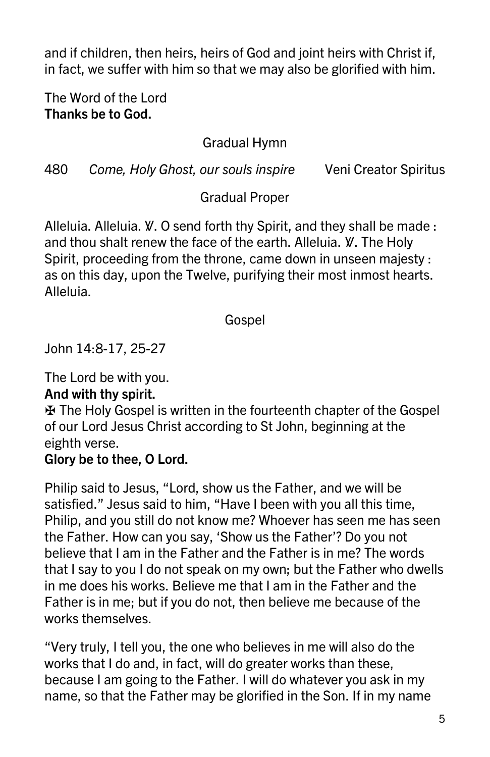and if children, then heirs, heirs of God and joint heirs with Christ if, in fact, we suffer with him so that we may also be glorified with him.

The Word of the Lord
**Thanks be to God.**

## Gradual Hymn

480 *Come, Holy Ghost, our souls inspire* Veni Creator Spiritus

## Gradual Proper

Alleluia. Alleluia. ℣. O send forth thy Spirit, and they shall be made : and thou shalt renew the face of the earth. Alleluia. ℣. The Holy Spirit, proceeding from the throne, came down in unseen majesty : as on this day, upon the Twelve, purifying their most inmost hearts. Alleluia.

## Gospel

John 14:8-17, 25-27

The Lord be with you.
**And with thy spirit.**
✠ The Holy Gospel is written in the fourteenth chapter of the Gospel of our Lord Jesus Christ according to St John, beginning at the eighth verse.
**Glory be to thee, O Lord.**

Philip said to Jesus, "Lord, show us the Father, and we will be satisfied." Jesus said to him, "Have I been with you all this time, Philip, and you still do not know me? Whoever has seen me has seen the Father. How can you say, 'Show us the Father'? Do you not believe that I am in the Father and the Father is in me? The words that I say to you I do not speak on my own; but the Father who dwells in me does his works. Believe me that I am in the Father and the Father is in me; but if you do not, then believe me because of the works themselves.

"Very truly, I tell you, the one who believes in me will also do the works that I do and, in fact, will do greater works than these, because I am going to the Father. I will do whatever you ask in my name, so that the Father may be glorified in the Son. If in my name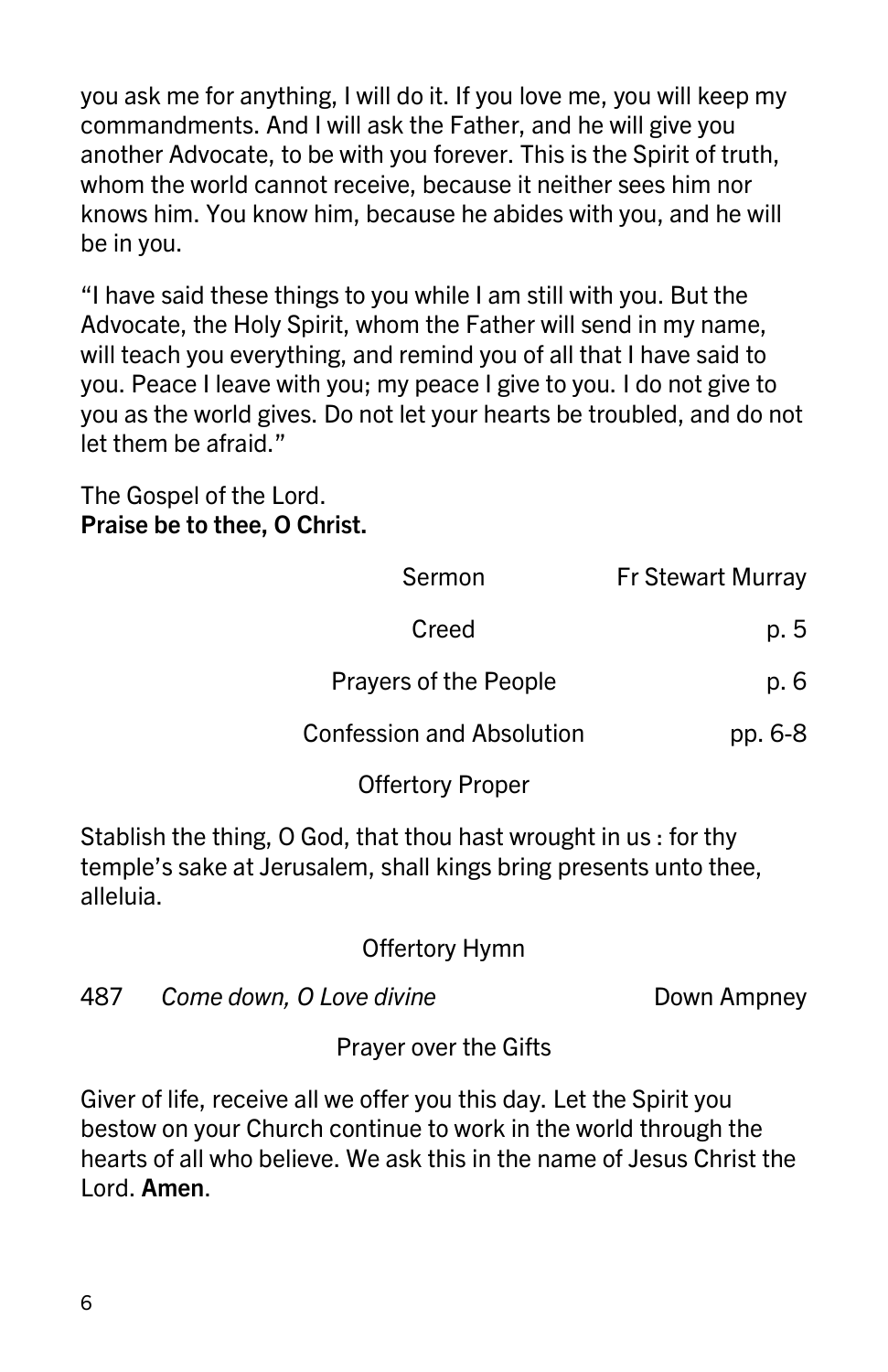you ask me for anything, I will do it. If you love me, you will keep my commandments. And I will ask the Father, and he will give you another Advocate, to be with you forever. This is the Spirit of truth, whom the world cannot receive, because it neither sees him nor knows him. You know him, because he abides with you, and he will be in you.

"I have said these things to you while I am still with you. But the Advocate, the Holy Spirit, whom the Father will send in my name, will teach you everything, and remind you of all that I have said to you. Peace I leave with you; my peace I give to you. I do not give to you as the world gives. Do not let your hearts be troubled, and do not let them be afraid."

The Gospel of the Lord.
**Praise be to thee, O Christ.**

Sermon — Fr Stewart Murray

Creed — p. 5

Prayers of the People — p. 6

Confession and Absolution — pp. 6-8

Offertory Proper

Stablish the thing, O God, that thou hast wrought in us : for thy temple's sake at Jerusalem, shall kings bring presents unto thee, alleluia.

Offertory Hymn

487 *Come down, O Love divine* — Down Ampney

Prayer over the Gifts

Giver of life, receive all we offer you this day. Let the Spirit you bestow on your Church continue to work in the world through the hearts of all who believe. We ask this in the name of Jesus Christ the Lord. **Amen**.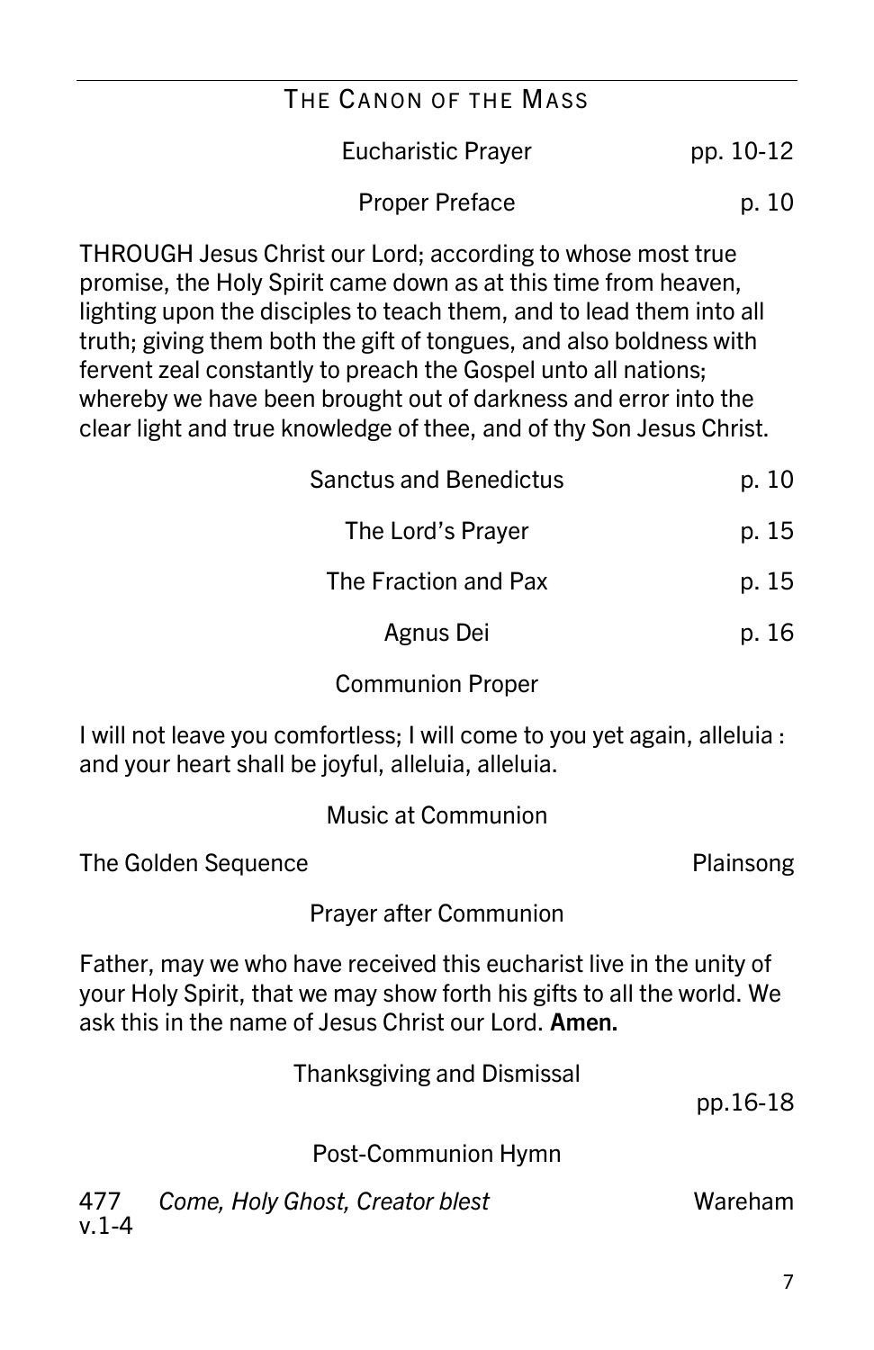## The Canon of the Mass

Eucharistic Prayer pp. 10-12

Proper Preface p. 10

THROUGH Jesus Christ our Lord; according to whose most true promise, the Holy Spirit came down as at this time from heaven, lighting upon the disciples to teach them, and to lead them into all truth; giving them both the gift of tongues, and also boldness with fervent zeal constantly to preach the Gospel unto all nations; whereby we have been brought out of darkness and error into the clear light and true knowledge of thee, and of thy Son Jesus Christ.

Sanctus and Benedictus p. 10

The Lord's Prayer p. 15

The Fraction and Pax p. 15

Agnus Dei p. 16

Communion Proper

I will not leave you comfortless; I will come to you yet again, alleluia : and your heart shall be joyful, alleluia, alleluia.

Music at Communion

The Golden Sequence Plainsong

Prayer after Communion

Father, may we who have received this eucharist live in the unity of your Holy Spirit, that we may show forth his gifts to all the world. We ask this in the name of Jesus Christ our Lord. **Amen.**

Thanksgiving and Dismissal

pp.16-18

Post-Communion Hymn

477 v.1-4 *Come, Holy Ghost, Creator blest* Wareham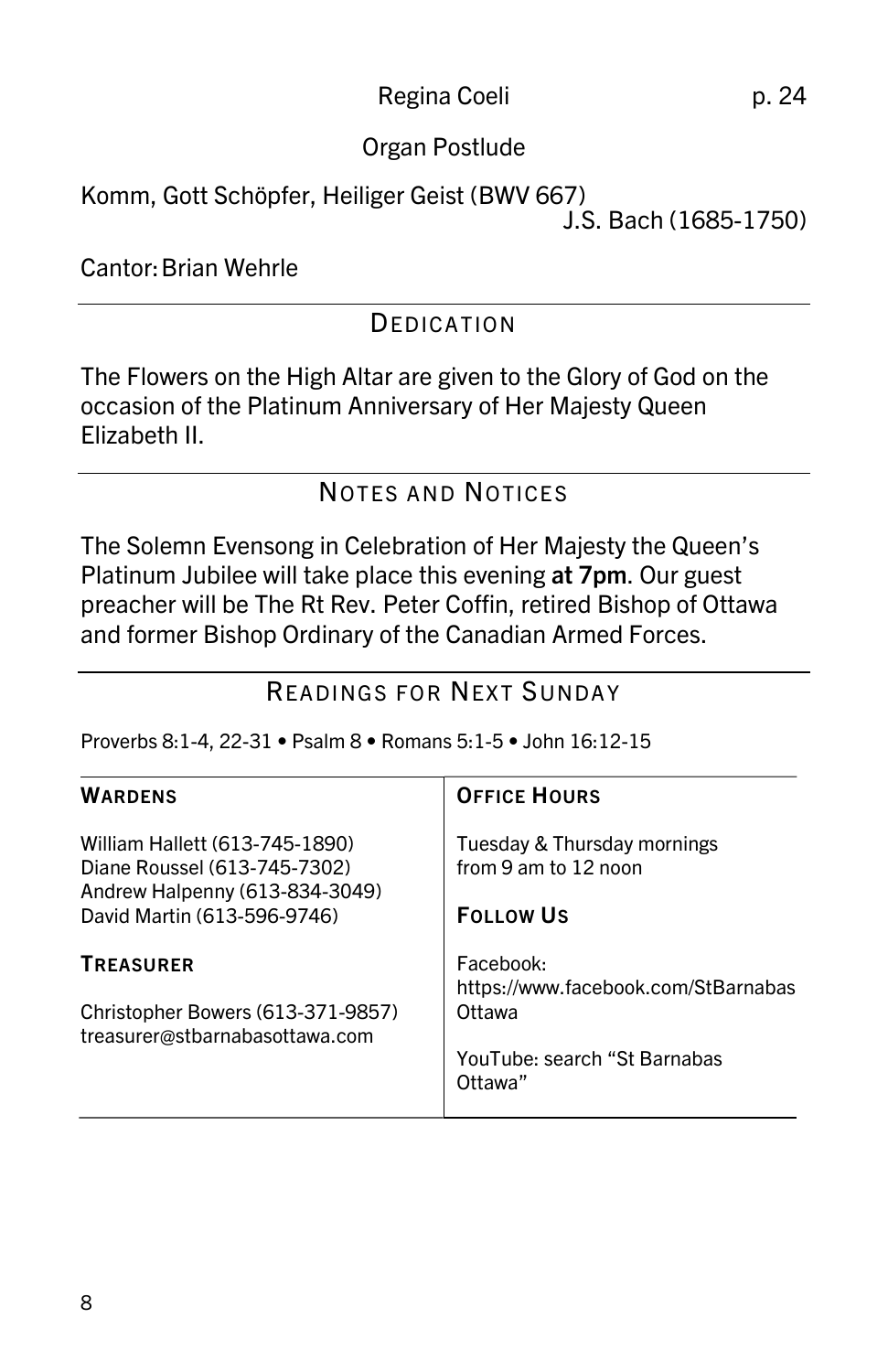Regina Coeli p. 24

Organ Postlude

Komm, Gott Schöpfer, Heiliger Geist (BWV 667)
J.S. Bach (1685-1750)

Cantor: Brian Wehrle

## DEDICATION

The Flowers on the High Altar are given to the Glory of God on the occasion of the Platinum Anniversary of Her Majesty Queen Elizabeth II.

## NOTES AND NOTICES

The Solemn Evensong in Celebration of Her Majesty the Queen's Platinum Jubilee will take place this evening **at 7pm**. Our guest preacher will be The Rt Rev. Peter Coffin, retired Bishop of Ottawa and former Bishop Ordinary of the Canadian Armed Forces.

## READINGS FOR NEXT SUNDAY

Proverbs 8:1-4, 22-31 • Psalm 8 • Romans 5:1-5 • John 16:12-15

**WARDENS**

William Hallett (613-745-1890)
Diane Roussel (613-745-7302)
Andrew Halpenny (613-834-3049)
David Martin (613-596-9746)

**TREASURER**

Christopher Bowers (613-371-9857)
treasurer@stbarnabasottawa.com

**OFFICE HOURS**

Tuesday & Thursday mornings
from 9 am to 12 noon

**FOLLOW US**

Facebook:
https://www.facebook.com/StBarnabasOttawa

YouTube: search "St Barnabas Ottawa"